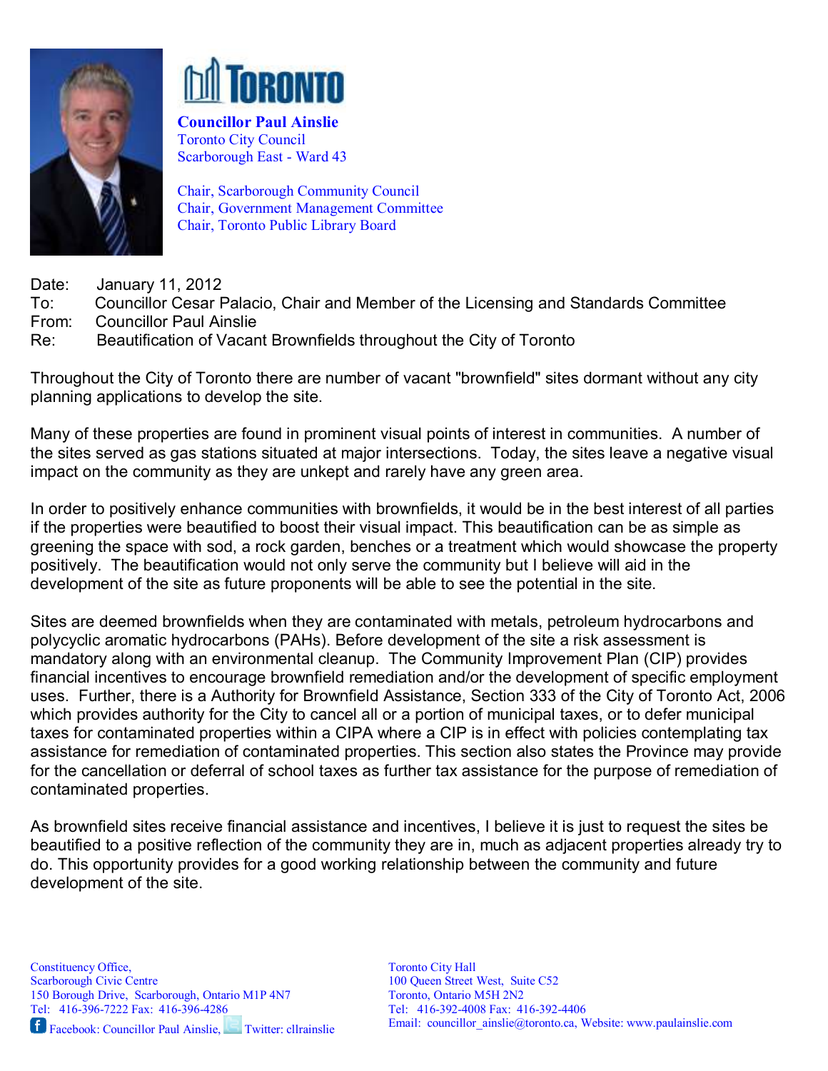**TORONTO**

**Councillor Paul Ainslie**
Toronto City Council
Scarborough East - Ward 43

Chair, Scarborough Community Council
Chair, Government Management Committee
Chair, Toronto Public Library Board

Date: January 11, 2012
To: Councillor Cesar Palacio, Chair and Member of the Licensing and Standards Committee
From: Councillor Paul Ainslie
Re: Beautification of Vacant Brownfields throughout the City of Toronto

Throughout the City of Toronto there are number of vacant "brownfield" sites dormant without any city planning applications to develop the site.

Many of these properties are found in prominent visual points of interest in communities. A number of the sites served as gas stations situated at major intersections. Today, the sites leave a negative visual impact on the community as they are unkept and rarely have any green area.

In order to positively enhance communities with brownfields, it would be in the best interest of all parties if the properties were beautified to boost their visual impact. This beautification can be as simple as greening the space with sod, a rock garden, benches or a treatment which would showcase the property positively. The beautification would not only serve the community but I believe will aid in the development of the site as future proponents will be able to see the potential in the site.

Sites are deemed brownfields when they are contaminated with metals, petroleum hydrocarbons and polycyclic aromatic hydrocarbons (PAHs). Before development of the site a risk assessment is mandatory along with an environmental cleanup. The Community Improvement Plan (CIP) provides financial incentives to encourage brownfield remediation and/or the development of specific employment uses. Further, there is a Authority for Brownfield Assistance, Section 333 of the City of Toronto Act, 2006 which provides authority for the City to cancel all or a portion of municipal taxes, or to defer municipal taxes for contaminated properties within a CIPA where a CIP is in effect with policies contemplating tax assistance for remediation of contaminated properties. This section also states the Province may provide for the cancellation or deferral of school taxes as further tax assistance for the purpose of remediation of contaminated properties.

As brownfield sites receive financial assistance and incentives, I believe it is just to request the sites be beautified to a positive reflection of the community they are in, much as adjacent properties already try to do. This opportunity provides for a good working relationship between the community and future development of the site.

Constituency Office,
Scarborough Civic Centre
150 Borough Drive, Scarborough, Ontario M1P 4N7
Tel: 416-396-7222 Fax: 416-396-4286
Facebook: Councillor Paul Ainslie, Twitter: cllrainslie

Toronto City Hall
100 Queen Street West, Suite C52
Toronto, Ontario M5H 2N2
Tel: 416-392-4008 Fax: 416-392-4406
Email: councillor_ainslie@toronto.ca, Website: www.paulainslie.com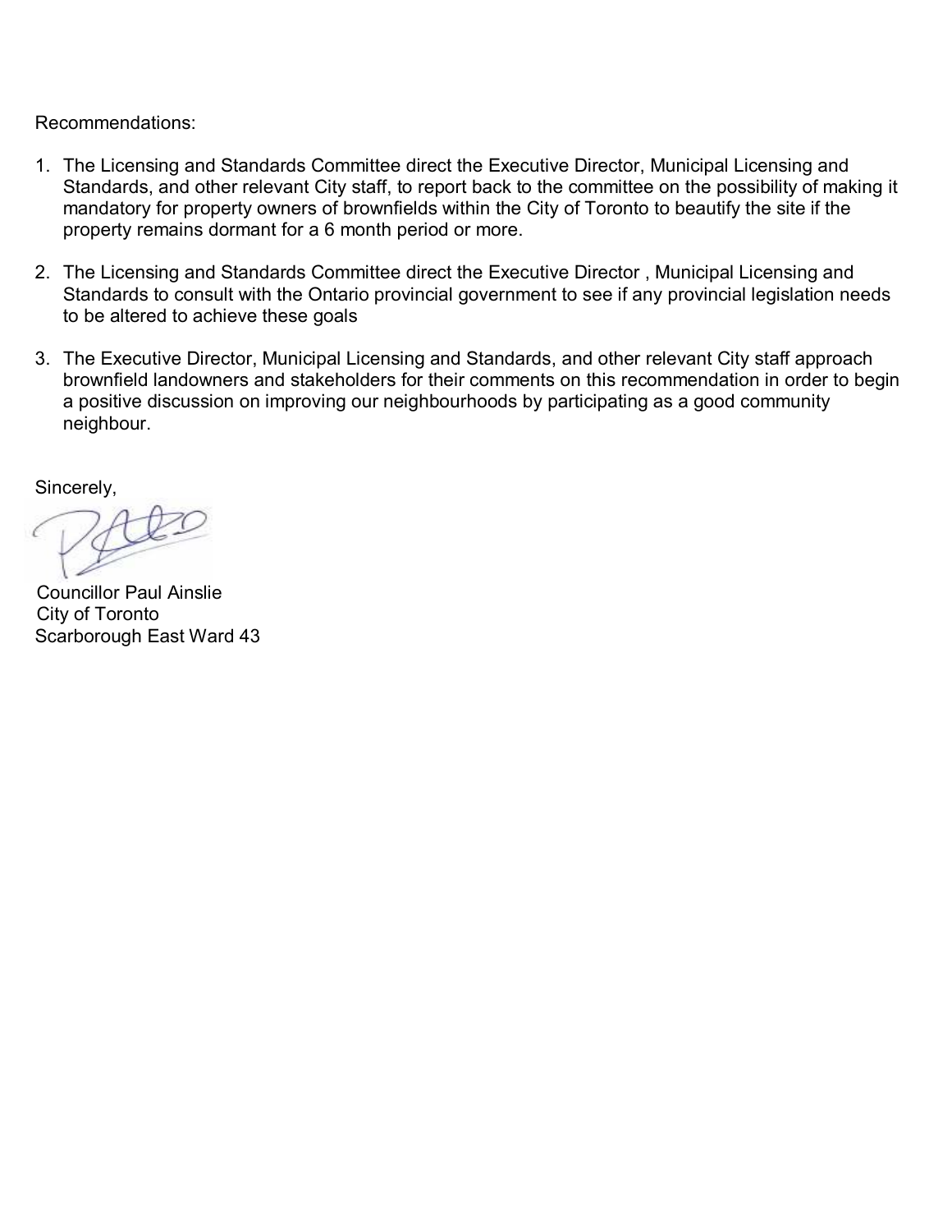Recommendations:

1. The Licensing and Standards Committee direct the Executive Director, Municipal Licensing and Standards, and other relevant City staff, to report back to the committee on the possibility of making it mandatory for property owners of brownfields within the City of Toronto to beautify the site if the property remains dormant for a 6 month period or more.

2. The Licensing and Standards Committee direct the Executive Director , Municipal Licensing and Standards to consult with the Ontario provincial government to see if any provincial legislation needs to be altered to achieve these goals

3. The Executive Director, Municipal Licensing and Standards, and other relevant City staff approach brownfield landowners and stakeholders for their comments on this recommendation in order to begin a positive discussion on improving our neighbourhoods by participating as a good community neighbour.

Sincerely,

Councillor Paul Ainslie
City of Toronto
Scarborough East Ward 43